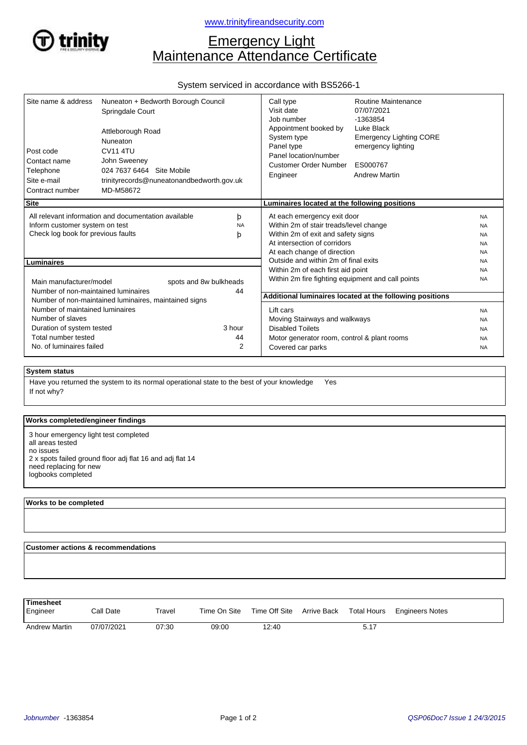www.trinityfireandsecurity.com

# Emergency Light Maintenance Attendance Certificate

System serviced in accordance with BS5266-1

| | |
|---|---|
| Site name & address | Nuneaton + Bedworth Borough Council<br>Springdale Court<br><br>Attleborough Road<br>Nuneaton |
| Post code | CV11 4TU |
| Contact name | John Sweeney |
| Telephone | 024 7637 6464 Site Mobile |
| Site e-mail | trinityrecords@nuneatonandbedworth.gov.uk |
| Contract number | MD-M58672 |

| | |
|---|---|
| Call type | Routine Maintenance |
| Visit date | 07/07/2021 |
| Job number | -1363854 |
| Appointment booked by | Luke Black |
| System type | Emergency Lighting CORE |
| Panel type | emergency lighting |
| Panel location/number | |
| Customer Order Number | ES000767 |
| Engineer | Andrew Martin |

### Site

| | |
|---|---|
| All relevant information and documentation available | þ |
| Inform customer system on test | NA |
| Check log book for previous faults | þ |

### Luminaires

| | |
|---|---|
| Main manufacturer/model | spots and 8w bulkheads |
| Number of non-maintained luminaires | 44 |
| Number of non-maintained luminaires, maintained signs | |
| Number of maintained luminaires | |
| Number of slaves | |
| Duration of system tested | 3 hour |
| Total number tested | 44 |
| No. of luminaires failed | 2 |

### Luminaires located at the following positions

| | |
|---|---|
| At each emergency exit door | NA |
| Within 2m of stair treads/level change | NA |
| Within 2m of exit and safety signs | NA |
| At intersection of corridors | NA |
| At each change of direction | NA |
| Outside and within 2m of final exits | NA |
| Within 2m of each first aid point | NA |
| Within 2m fire fighting equipment and call points | NA |

### Additional luminaires located at the following positions

| | |
|---|---|
| Lift cars | NA |
| Moving Stairways and walkways | NA |
| Disabled Toilets | NA |
| Motor generator room, control & plant rooms | NA |
| Covered car parks | NA |

### System status

Have you returned the system to its normal operational state to the best of your knowledge Yes

If not why?

### Works completed/engineer findings

3 hour emergency light test completed
all areas tested
no issues
2 x spots failed ground floor adj flat 16 and adj flat 14
need replacing for new
logbooks completed

### Works to be completed

### Customer actions & recommendations

### Timesheet

| Engineer | Call Date | Travel | Time On Site | Time Off Site | Arrive Back | Total Hours | Engineers Notes |
|---|---|---|---|---|---|---|---|
| Andrew Martin | 07/07/2021 | 07:30 | 09:00 | 12:40 | | 5.17 | |

*Jobnumber* -1363854

*QSP06Doc7 Issue 1 24/3/2015*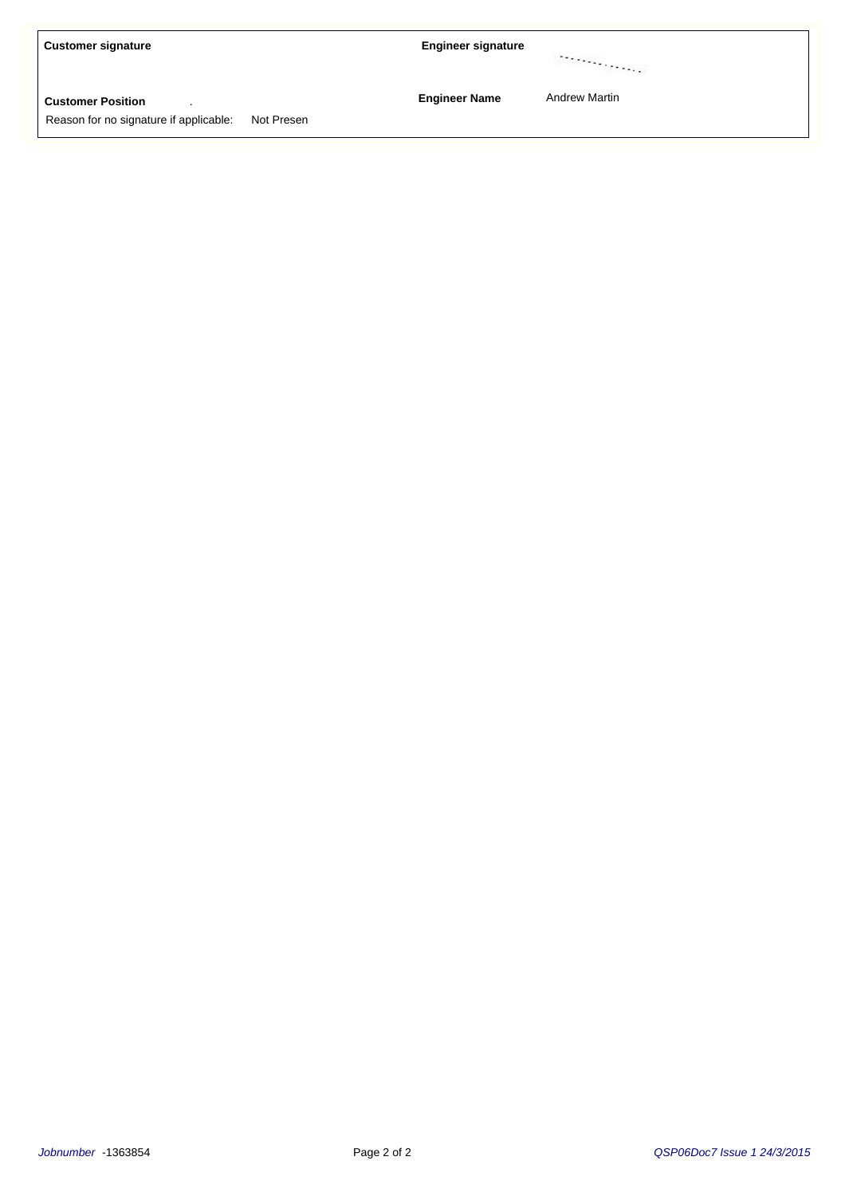| | |
|---|---|
| **Customer signature** | **Engineer signature** |
| **Customer Position** . | **Engineer Name** Andrew Martin |
| Reason for no signature if applicable: Not Presen | |

*Jobnumber* -1363854

*QSP06Doc7 Issue 1 24/3/2015*